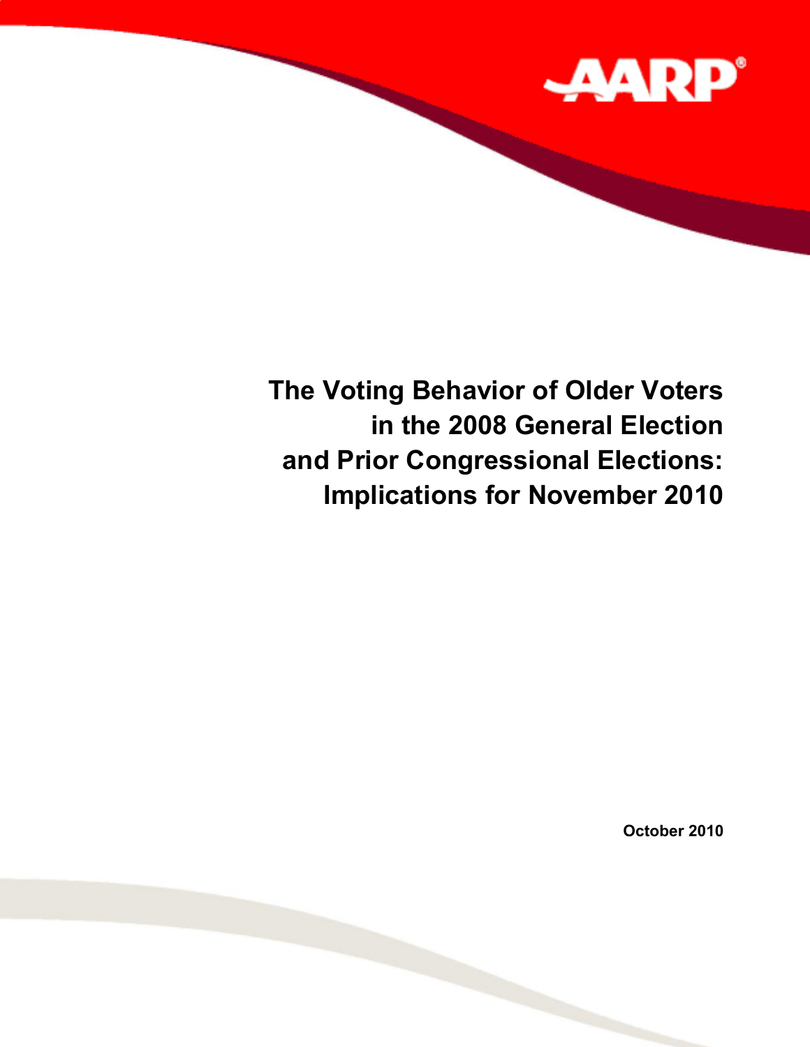AARP

# The Voting Behavior of Older Voters in the 2008 General Election and Prior Congressional Elections: Implications for November 2010

October 2010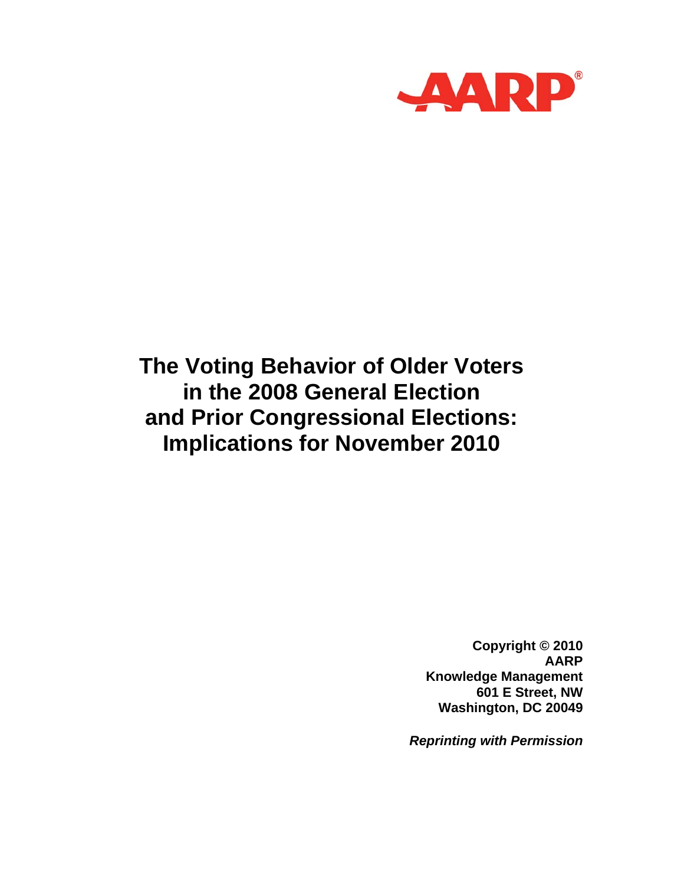AARP®

# The Voting Behavior of Older Voters in the 2008 General Election and Prior Congressional Elections: Implications for November 2010

**Copyright © 2010**
**AARP**
**Knowledge Management**
**601 E Street, NW**
**Washington, DC 20049**

***Reprinting with Permission***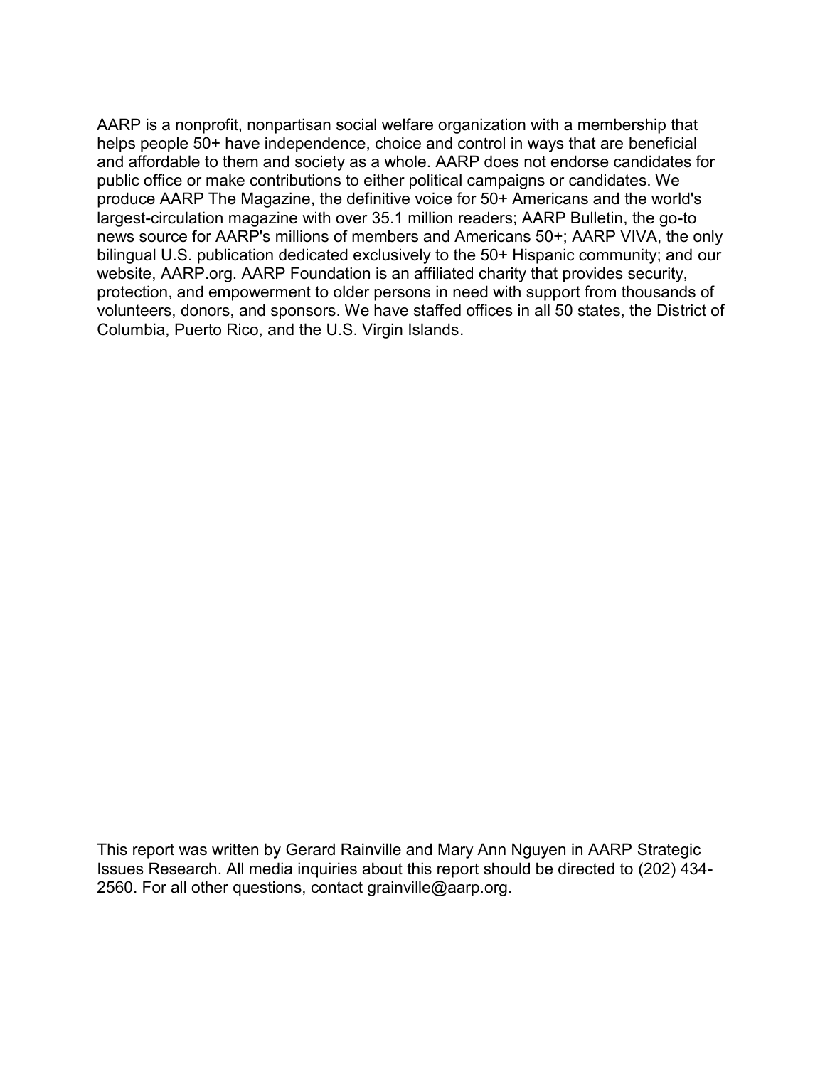AARP is a nonprofit, nonpartisan social welfare organization with a membership that helps people 50+ have independence, choice and control in ways that are beneficial and affordable to them and society as a whole. AARP does not endorse candidates for public office or make contributions to either political campaigns or candidates. We produce AARP The Magazine, the definitive voice for 50+ Americans and the world's largest-circulation magazine with over 35.1 million readers; AARP Bulletin, the go-to news source for AARP's millions of members and Americans 50+; AARP VIVA, the only bilingual U.S. publication dedicated exclusively to the 50+ Hispanic community; and our website, AARP.org. AARP Foundation is an affiliated charity that provides security, protection, and empowerment to older persons in need with support from thousands of volunteers, donors, and sponsors. We have staffed offices in all 50 states, the District of Columbia, Puerto Rico, and the U.S. Virgin Islands.

This report was written by Gerard Rainville and Mary Ann Nguyen in AARP Strategic Issues Research. All media inquiries about this report should be directed to (202) 434-2560. For all other questions, contact grainville@aarp.org.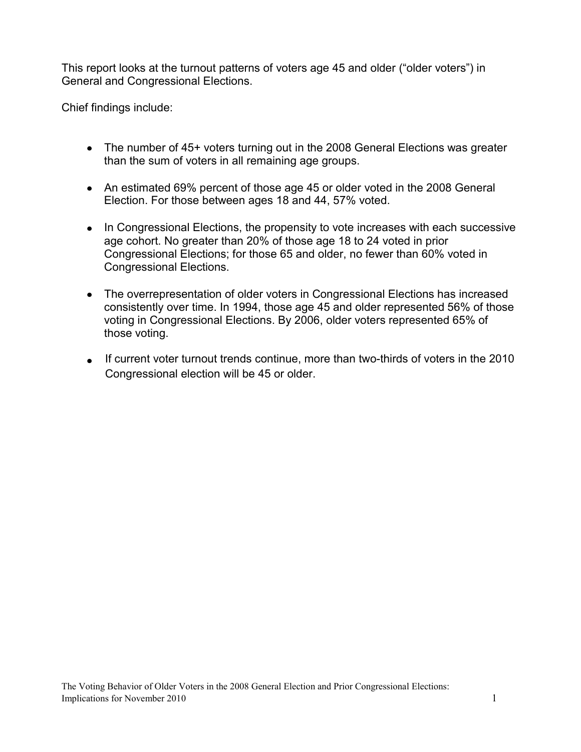This report looks at the turnout patterns of voters age 45 and older ("older voters") in General and Congressional Elections.

Chief findings include:

- The number of 45+ voters turning out in the 2008 General Elections was greater than the sum of voters in all remaining age groups.
- An estimated 69% percent of those age 45 or older voted in the 2008 General Election. For those between ages 18 and 44, 57% voted.
- In Congressional Elections, the propensity to vote increases with each successive age cohort. No greater than 20% of those age 18 to 24 voted in prior Congressional Elections; for those 65 and older, no fewer than 60% voted in Congressional Elections.
- The overrepresentation of older voters in Congressional Elections has increased consistently over time. In 1994, those age 45 and older represented 56% of those voting in Congressional Elections. By 2006, older voters represented 65% of those voting.
- If current voter turnout trends continue, more than two-thirds of voters in the 2010 Congressional election will be 45 or older.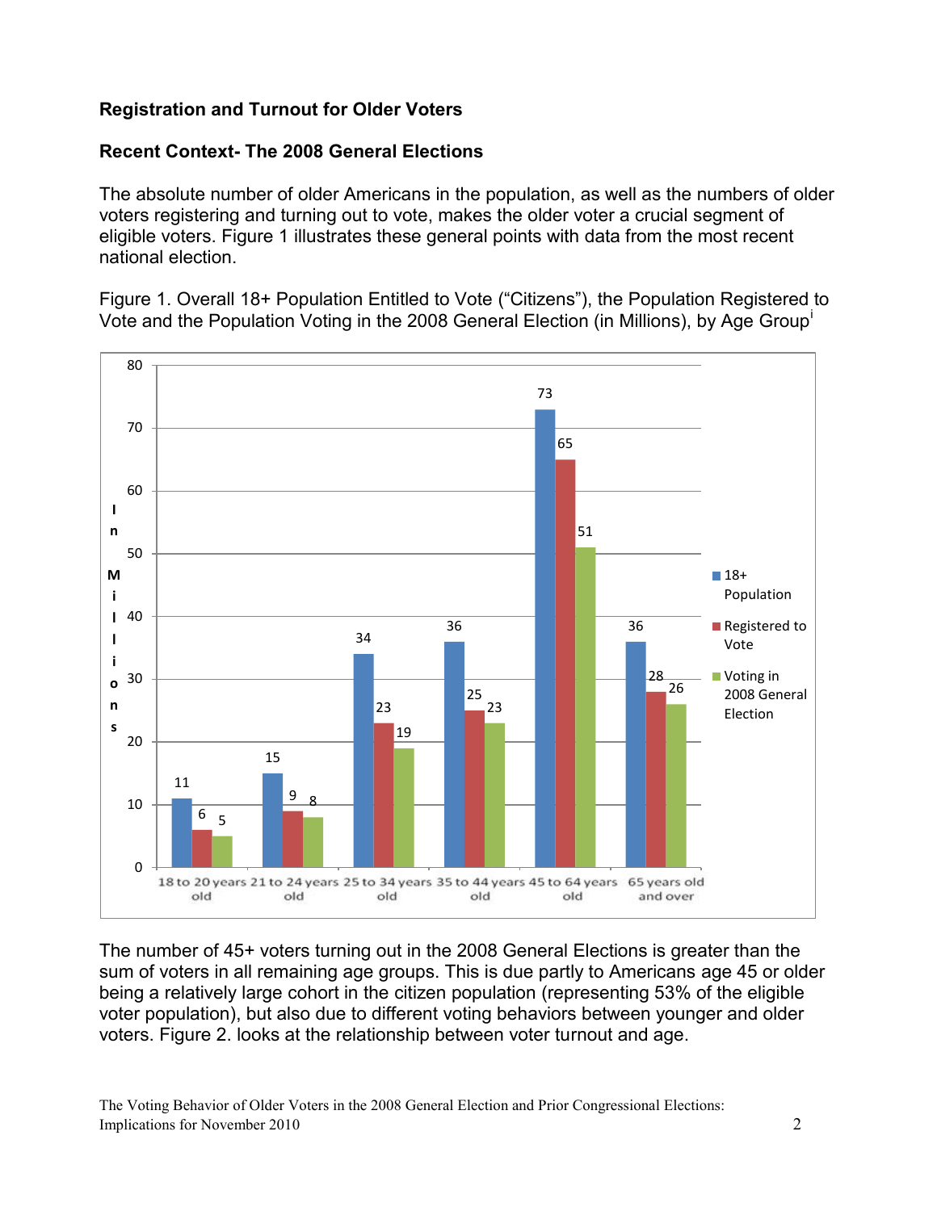**Registration and Turnout for Older Voters**

**Recent Context- The 2008 General Elections**

The absolute number of older Americans in the population, as well as the numbers of older voters registering and turning out to vote, makes the older voter a crucial segment of eligible voters. Figure 1 illustrates these general points with data from the most recent national election.

Figure 1. Overall 18+ Population Entitled to Vote ("Citizens"), the Population Registered to Vote and the Population Voting in the 2008 General Election (in Millions), by Age Group[i]

| Age Group | 18+ Population | Registered to Vote | Voting in 2008 General Election |
|---|---|---|---|
| 18 to 20 years old | 11 | 6 | 5 |
| 21 to 24 years old | 15 | 9 | 8 |
| 25 to 34 years old | 34 | 23 | 19 |
| 35 to 44 years old | 36 | 25 | 23 |
| 45 to 64 years old | 73 | 65 | 51 |
| 65 years old and over | 36 | 28 | 26 |

The number of 45+ voters turning out in the 2008 General Elections is greater than the sum of voters in all remaining age groups. This is due partly to Americans age 45 or older being a relatively large cohort in the citizen population (representing 53% of the eligible voter population), but also due to different voting behaviors between younger and older voters. Figure 2. looks at the relationship between voter turnout and age.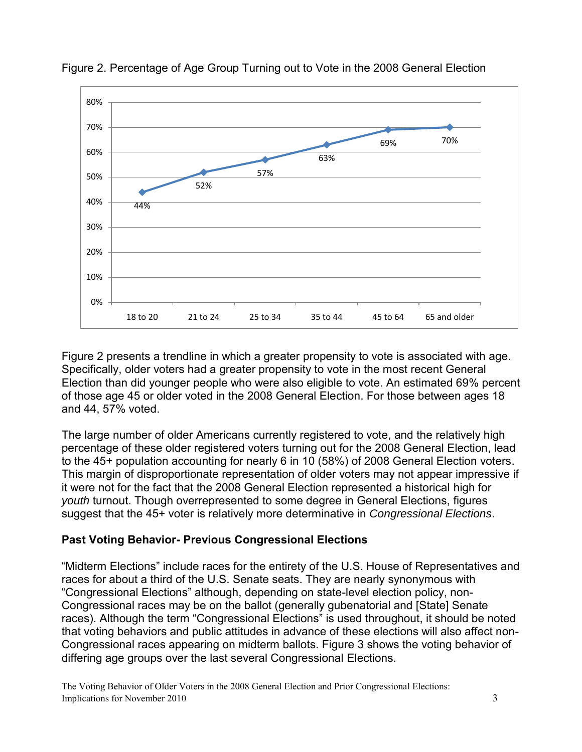Figure 2. Percentage of Age Group Turning out to Vote in the 2008 General Election

| Age Group | Turnout |
|---|---|
| 18 to 20 | 44% |
| 21 to 24 | 52% |
| 25 to 34 | 57% |
| 35 to 44 | 63% |
| 45 to 64 | 69% |
| 65 and older | 70% |

Figure 2 presents a trendline in which a greater propensity to vote is associated with age. Specifically, older voters had a greater propensity to vote in the most recent General Election than did younger people who were also eligible to vote. An estimated 69% percent of those age 45 or older voted in the 2008 General Election. For those between ages 18 and 44, 57% voted.

The large number of older Americans currently registered to vote, and the relatively high percentage of these older registered voters turning out for the 2008 General Election, lead to the 45+ population accounting for nearly 6 in 10 (58%) of 2008 General Election voters. This margin of disproportionate representation of older voters may not appear impressive if it were not for the fact that the 2008 General Election represented a historical high for *youth* turnout. Though overrepresented to some degree in General Elections, figures suggest that the 45+ voter is relatively more determinative in *Congressional Elections*.

**Past Voting Behavior- Previous Congressional Elections**

"Midterm Elections" include races for the entirety of the U.S. House of Representatives and races for about a third of the U.S. Senate seats. They are nearly synonymous with "Congressional Elections" although, depending on state-level election policy, non-Congressional races may be on the ballot (generally gubenatorial and [State] Senate races). Although the term "Congressional Elections" is used throughout, it should be noted that voting behaviors and public attitudes in advance of these elections will also affect non-Congressional races appearing on midterm ballots. Figure 3 shows the voting behavior of differing age groups over the last several Congressional Elections.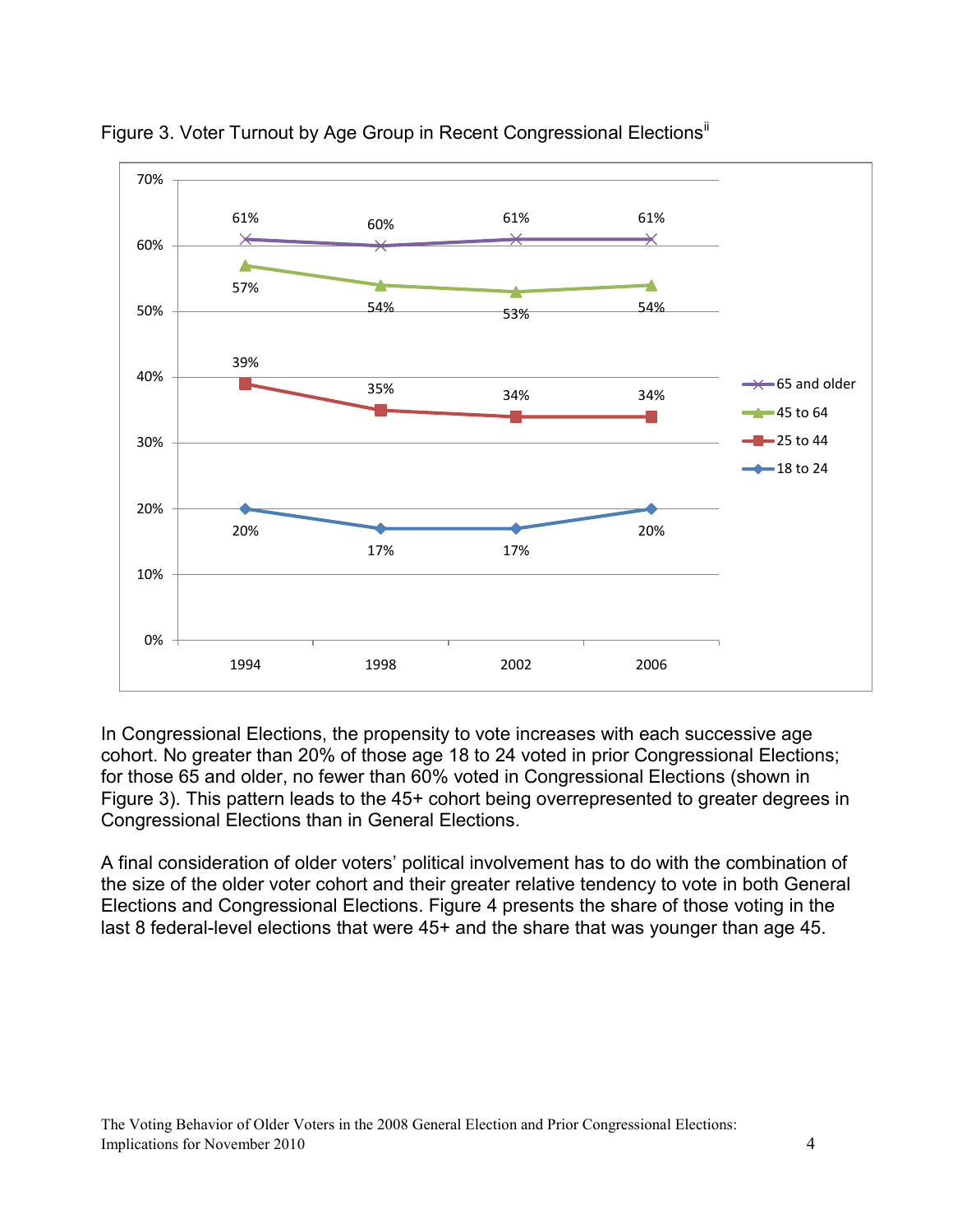Figure 3. Voter Turnout by Age Group in Recent Congressional Elections[ii]

| Age Group | 1994 | 1998 | 2002 | 2006 |
|---|---|---|---|---|
| 65 and older | 61% | 60% | 61% | 61% |
| 45 to 64 | 57% | 54% | 53% | 54% |
| 25 to 44 | 39% | 35% | 34% | 34% |
| 18 to 24 | 20% | 17% | 17% | 20% |

In Congressional Elections, the propensity to vote increases with each successive age cohort. No greater than 20% of those age 18 to 24 voted in prior Congressional Elections; for those 65 and older, no fewer than 60% voted in Congressional Elections (shown in Figure 3). This pattern leads to the 45+ cohort being overrepresented to greater degrees in Congressional Elections than in General Elections.

A final consideration of older voters' political involvement has to do with the combination of the size of the older voter cohort and their greater relative tendency to vote in both General Elections and Congressional Elections. Figure 4 presents the share of those voting in the last 8 federal-level elections that were 45+ and the share that was younger than age 45.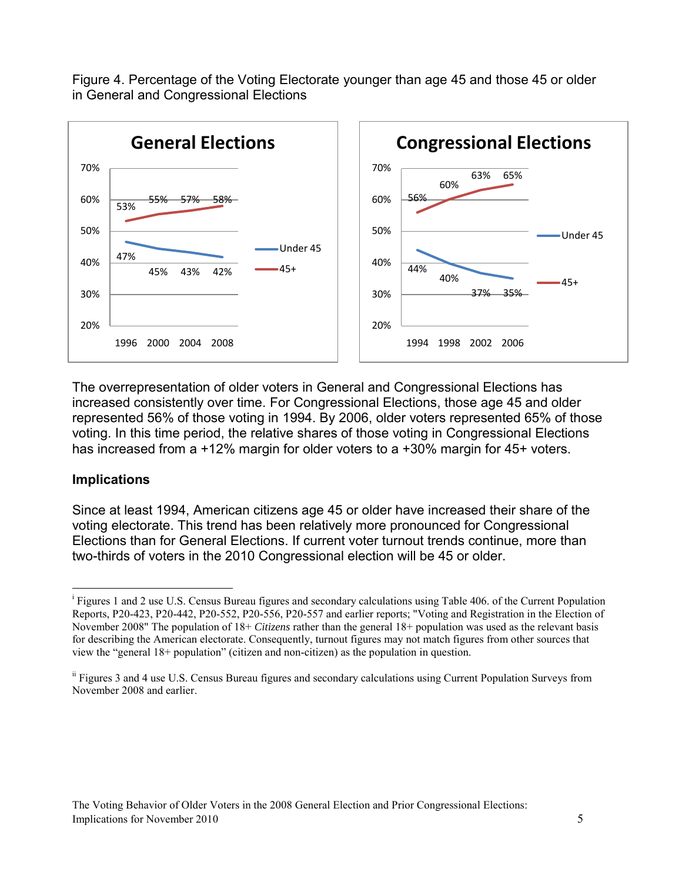Figure 4. Percentage of the Voting Electorate younger than age 45 and those 45 or older in General and Congressional Elections

**General Elections**

70%
60%
50%
40%
30%
20%

53% 55% 57% 58%
47% 45% 43% 42%

1996 2000 2004 2008

Under 45
45+

**Congressional Elections**

70%
60%
50%
40%
30%
20%

56% 60% 63% 65%
44% 40% 37% 35%

1994 1998 2002 2006

Under 45
45+

The overrepresentation of older voters in General and Congressional Elections has increased consistently over time. For Congressional Elections, those age 45 and older represented 56% of those voting in 1994. By 2006, older voters represented 65% of those voting. In this time period, the relative shares of those voting in Congressional Elections has increased from a +12% margin for older voters to a +30% margin for 45+ voters.

## Implications

Since at least 1994, American citizens age 45 or older have increased their share of the voting electorate. This trend has been relatively more pronounced for Congressional Elections than for General Elections. If current voter turnout trends continue, more than two-thirds of voters in the 2010 Congressional election will be 45 or older.

---

[i] Figures 1 and 2 use U.S. Census Bureau figures and secondary calculations using Table 406. of the Current Population Reports, P20-423, P20-442, P20-552, P20-556, P20-557 and earlier reports; "Voting and Registration in the Election of November 2008" The population of 18+ *Citizens* rather than the general 18+ population was used as the relevant basis for describing the American electorate. Consequently, turnout figures may not match figures from other sources that view the "general 18+ population" (citizen and non-citizen) as the population in question.

[ii] Figures 3 and 4 use U.S. Census Bureau figures and secondary calculations using Current Population Surveys from November 2008 and earlier.